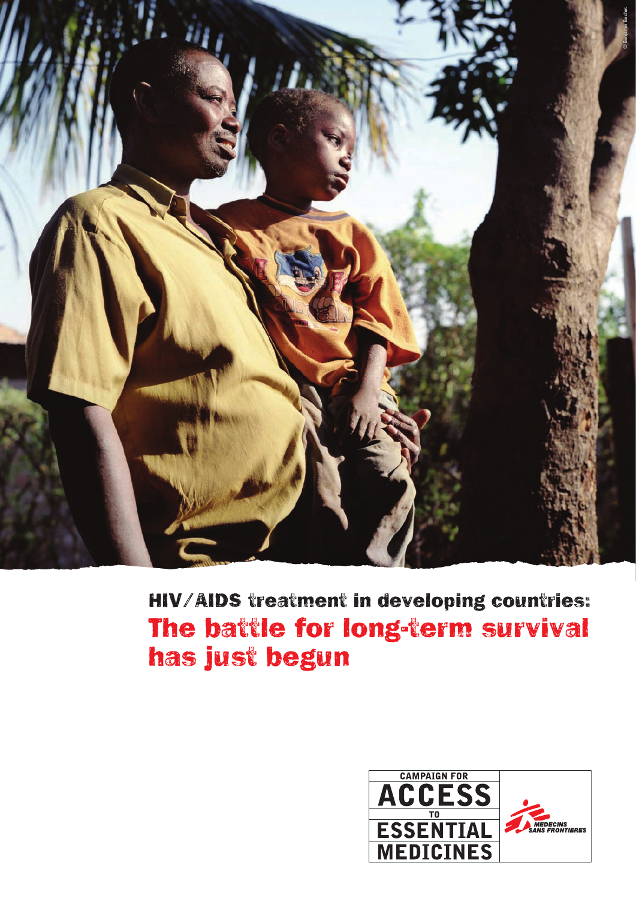© Benjamin Bechet

# HIV/AIDS treatment in developing countries:
# The battle for long-term survival has just begun

CAMPAIGN FOR ACCESS TO ESSENTIAL MEDICINES

MEDECINS SANS FRONTIERES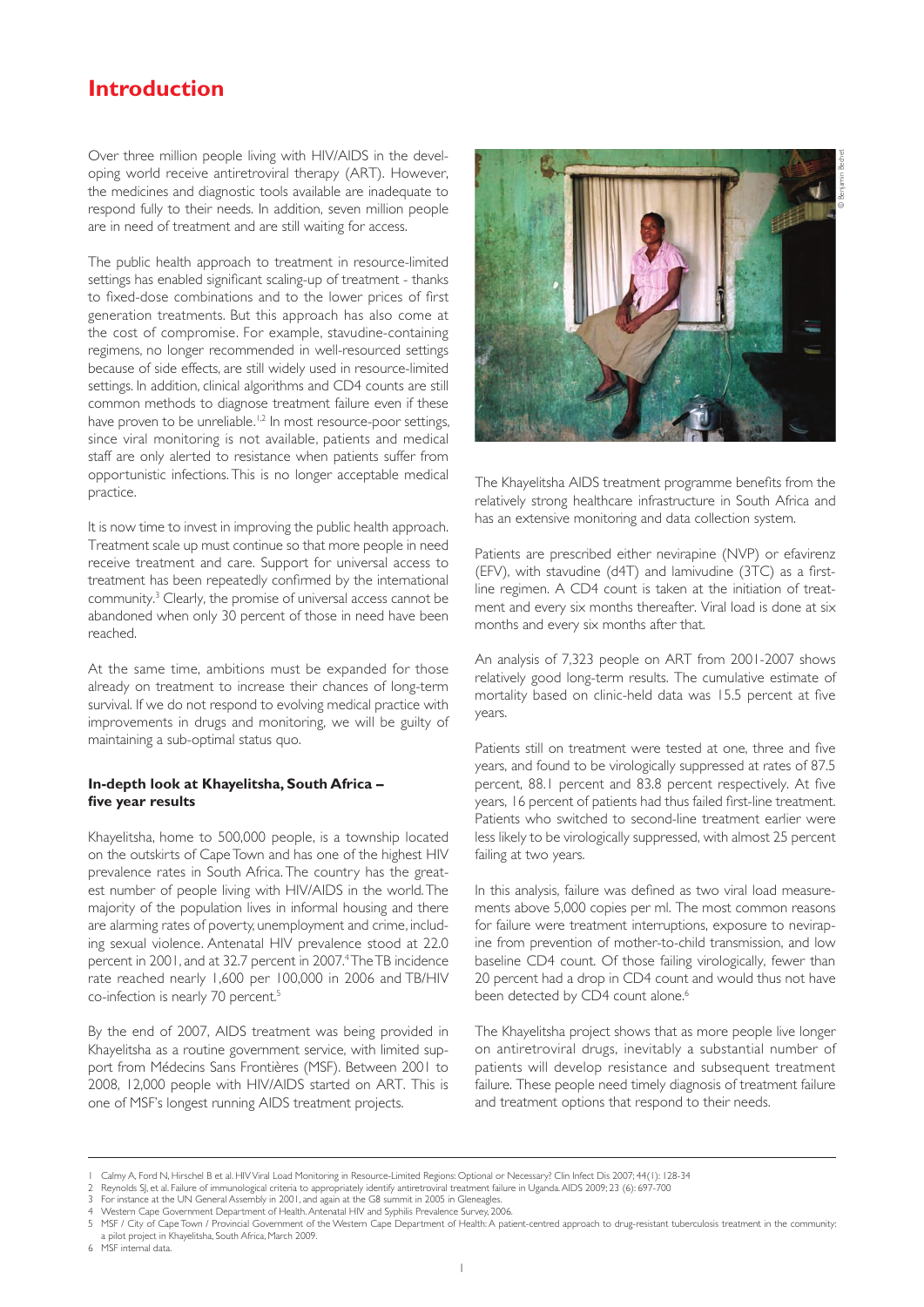# Introduction

Over three million people living with HIV/AIDS in the developing world receive antiretroviral therapy (ART). However, the medicines and diagnostic tools available are inadequate to respond fully to their needs. In addition, seven million people are in need of treatment and are still waiting for access.

The public health approach to treatment in resource-limited settings has enabled significant scaling-up of treatment - thanks to fixed-dose combinations and to the lower prices of first generation treatments. But this approach has also come at the cost of compromise. For example, stavudine-containing regimens, no longer recommended in well-resourced settings because of side effects, are still widely used in resource-limited settings. In addition, clinical algorithms and CD4 counts are still common methods to diagnose treatment failure even if these have proven to be unreliable.[1,2] In most resource-poor settings, since viral monitoring is not available, patients and medical staff are only alerted to resistance when patients suffer from opportunistic infections. This is no longer acceptable medical practice.

It is now time to invest in improving the public health approach. Treatment scale up must continue so that more people in need receive treatment and care. Support for universal access to treatment has been repeatedly confirmed by the international community.[3] Clearly, the promise of universal access cannot be abandoned when only 30 percent of those in need have been reached.

At the same time, ambitions must be expanded for those already on treatment to increase their chances of long-term survival. If we do not respond to evolving medical practice with improvements in drugs and monitoring, we will be guilty of maintaining a sub-optimal status quo.

### In-depth look at Khayelitsha, South Africa – five year results

Khayelitsha, home to 500,000 people, is a township located on the outskirts of Cape Town and has one of the highest HIV prevalence rates in South Africa. The country has the greatest number of people living with HIV/AIDS in the world. The majority of the population lives in informal housing and there are alarming rates of poverty, unemployment and crime, including sexual violence. Antenatal HIV prevalence stood at 22.0 percent in 2001, and at 32.7 percent in 2007.[4] The TB incidence rate reached nearly 1,600 per 100,000 in 2006 and TB/HIV co-infection is nearly 70 percent.[5]

By the end of 2007, AIDS treatment was being provided in Khayelitsha as a routine government service, with limited support from Médecins Sans Frontières (MSF). Between 2001 to 2008, 12,000 people with HIV/AIDS started on ART. This is one of MSF's longest running AIDS treatment projects.

The Khayelitsha AIDS treatment programme benefits from the relatively strong healthcare infrastructure in South Africa and has an extensive monitoring and data collection system.

Patients are prescribed either nevirapine (NVP) or efavirenz (EFV), with stavudine (d4T) and lamivudine (3TC) as a first-line regimen. A CD4 count is taken at the initiation of treatment and every six months thereafter. Viral load is done at six months and every six months after that.

An analysis of 7,323 people on ART from 2001-2007 shows relatively good long-term results. The cumulative estimate of mortality based on clinic-held data was 15.5 percent at five years.

Patients still on treatment were tested at one, three and five years, and found to be virologically suppressed at rates of 87.5 percent, 88.1 percent and 83.8 percent respectively. At five years, 16 percent of patients had thus failed first-line treatment. Patients who switched to second-line treatment earlier were less likely to be virologically suppressed, with almost 25 percent failing at two years.

In this analysis, failure was defined as two viral load measurements above 5,000 copies per ml. The most common reasons for failure were treatment interruptions, exposure to nevirapine from prevention of mother-to-child transmission, and low baseline CD4 count. Of those failing virologically, fewer than 20 percent had a drop in CD4 count and would thus not have been detected by CD4 count alone.[6]

The Khayelitsha project shows that as more people live longer on antiretroviral drugs, inevitably a substantial number of patients will develop resistance and subsequent treatment failure. These people need timely diagnosis of treatment failure and treatment options that respond to their needs.

---

1 Calmy A, Ford N, Hirschel B et al. HIV Viral Load Monitoring in Resource-Limited Regions: Optional or Necessary? Clin Infect Dis 2007; 44(1): 128-34
2 Reynolds SJ, et al. Failure of immunological criteria to appropriately identify antiretroviral treatment failure in Uganda. AIDS 2009; 23 (6): 697-700
3 For instance at the UN General Assembly in 2001, and again at the G8 summit in 2005 in Gleneagles.
4 Western Cape Government Department of Health. Antenatal HIV and Syphilis Prevalence Survey, 2006.
5 MSF / City of Cape Town / Provincial Government of the Western Cape Department of Health: A patient-centred approach to drug-resistant tuberculosis treatment in the community: a pilot project in Khayelitsha, South Africa, March 2009.
6 MSF internal data.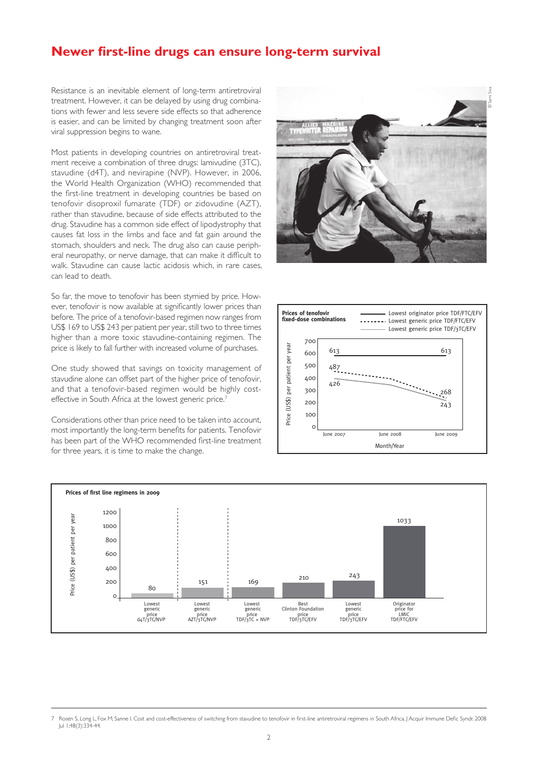# Newer first-line drugs can ensure long-term survival

Resistance is an inevitable element of long-term antiretroviral treatment. However, it can be delayed by using drug combinations with fewer and less severe side effects so that adherence is easier, and can be limited by changing treatment soon after viral suppression begins to wane.

Most patients in developing countries on antiretroviral treatment receive a combination of three drugs: lamivudine (3TC), stavudine (d4T), and nevirapine (NVP). However, in 2006, the World Health Organization (WHO) recommended that the first-line treatment in developing countries be based on tenofovir disoproxil fumarate (TDF) or zidovudine (AZT), rather than stavudine, because of side effects attributed to the drug. Stavudine has a common side effect of lipodystrophy that causes fat loss in the limbs and face and fat gain around the stomach, shoulders and neck. The drug also can cause peripheral neuropathy, or nerve damage, that can make it difficult to walk. Stavudine can cause lactic acidosis which, in rare cases, can lead to death.

So far, the move to tenofovir has been stymied by price. However, tenofovir is now available at significantly lower prices than before. The price of a tenofovir-based regimen now ranges from US$ 169 to US$ 243 per patient per year, still two to three times higher than a more toxic stavudine-containing regimen. The price is likely to fall further with increased volume of purchases.

One study showed that savings on toxicity management of stavudine alone can offset part of the higher price of tenofovir, and that a tenofovir-based regimen would be highly cost-effective in South Africa at the lowest generic price.[7]

Considerations other than price need to be taken into account, most importantly the long-term benefits for patients. Tenofovir has been part of the WHO recommended first-line treatment for three years, it is time to make the change.

**Prices of tenofovir fixed-dose combinations**

Price (US$) per patient per year

| Month/Year | Lowest originator price TDF/FTC/EFV | Lowest generic price TDF/FTC/EFV | Lowest generic price TDF/3TC/EFV |
|---|---|---|---|
| June 2007 | 613 | 487 | 426 |
| June 2009 | 613 | 268 | 243 |

**Prices of first line regimens in 2009**

| Regimen | Price (US$) per patient per year |
|---|---|
| Lowest generic price d4T/3TC/NVP | 80 |
| Lowest generic price AZT/3TC/NVP | 151 |
| Lowest generic price TDF/3TC + NVP | 169 |
| Best Clinton Foundation price TDF/3TC/EFV | 210 |
| Lowest generic price TDF/3TC/EFV | 243 |
| Originator price for LMIC TDF/FTC/EFV | 1033 |

7 Rosen S, Long L, Fox M, Sanne I. Cost and cost-effectiveness of switching from stavudine to tenofovir in first-line antiretroviral regimens in South Africa. J Acquir Immune Defic Syndr. 2008 Jul 1;48(3):334-44.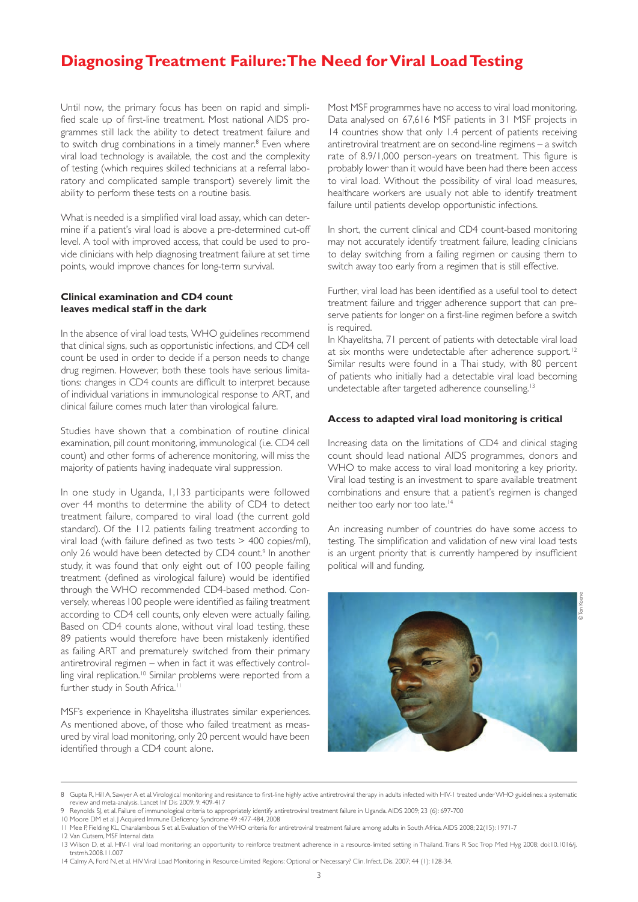# Diagnosing Treatment Failure: The Need for Viral Load Testing

Until now, the primary focus has been on rapid and simplified scale up of first-line treatment. Most national AIDS programmes still lack the ability to detect treatment failure and to switch drug combinations in a timely manner.[8] Even where viral load technology is available, the cost and the complexity of testing (which requires skilled technicians at a referral laboratory and complicated sample transport) severely limit the ability to perform these tests on a routine basis.

What is needed is a simplified viral load assay, which can determine if a patient's viral load is above a pre-determined cut-off level. A tool with improved access, that could be used to provide clinicians with help diagnosing treatment failure at set time points, would improve chances for long-term survival.

### Clinical examination and CD4 count leaves medical staff in the dark

In the absence of viral load tests, WHO guidelines recommend that clinical signs, such as opportunistic infections, and CD4 cell count be used in order to decide if a person needs to change drug regimen. However, both these tools have serious limitations: changes in CD4 counts are difficult to interpret because of individual variations in immunological response to ART, and clinical failure comes much later than virological failure.

Studies have shown that a combination of routine clinical examination, pill count monitoring, immunological (i.e. CD4 cell count) and other forms of adherence monitoring, will miss the majority of patients having inadequate viral suppression.

In one study in Uganda, 1,133 participants were followed over 44 months to determine the ability of CD4 to detect treatment failure, compared to viral load (the current gold standard). Of the 112 patients failing treatment according to viral load (with failure defined as two tests > 400 copies/ml), only 26 would have been detected by CD4 count.[9] In another study, it was found that only eight out of 100 people failing treatment (defined as virological failure) would be identified through the WHO recommended CD4-based method. Conversely, whereas 100 people were identified as failing treatment according to CD4 cell counts, only eleven were actually failing. Based on CD4 counts alone, without viral load testing, these 89 patients would therefore have been mistakenly identified as failing ART and prematurely switched from their primary antiretroviral regimen – when in fact it was effectively controlling viral replication.[10] Similar problems were reported from a further study in South Africa.[11]

MSF's experience in Khayelitsha illustrates similar experiences. As mentioned above, of those who failed treatment as measured by viral load monitoring, only 20 percent would have been identified through a CD4 count alone.

Most MSF programmes have no access to viral load monitoring. Data analysed on 67,616 MSF patients in 31 MSF projects in 14 countries show that only 1.4 percent of patients receiving antiretroviral treatment are on second-line regimens – a switch rate of 8.9/1,000 person-years on treatment. This figure is probably lower than it would have been had there been access to viral load. Without the possibility of viral load measures, healthcare workers are usually not able to identify treatment failure until patients develop opportunistic infections.

In short, the current clinical and CD4 count-based monitoring may not accurately identify treatment failure, leading clinicians to delay switching from a failing regimen or causing them to switch away too early from a regimen that is still effective.

Further, viral load has been identified as a useful tool to detect treatment failure and trigger adherence support that can preserve patients for longer on a first-line regimen before a switch is required.

In Khayelitsha, 71 percent of patients with detectable viral load at six months were undetectable after adherence support.[12] Similar results were found in a Thai study, with 80 percent of patients who initially had a detectable viral load becoming undetectable after targeted adherence counselling.[13]

### Access to adapted viral load monitoring is critical

Increasing data on the limitations of CD4 and clinical staging count should lead national AIDS programmes, donors and WHO to make access to viral load monitoring a key priority. Viral load testing is an investment to spare available treatment combinations and ensure that a patient's regimen is changed neither too early nor too late.[14]

An increasing number of countries do have some access to testing. The simplification and validation of new viral load tests is an urgent priority that is currently hampered by insufficient political will and funding.

© Ton Koene

---

8 Gupta R, Hill A, Sawyer A et al. Virological monitoring and resistance to first-line highly active antiretroviral therapy in adults infected with HIV-1 treated under WHO guidelines: a systematic review and meta-analysis. Lancet Inf Dis 2009; 9: 409-417

9 Reynolds SJ, et al. Failure of immunological criteria to appropriately identify antiretroviral treatment failure in Uganda. AIDS 2009; 23 (6): 697-700

10 Moore DM et al. J Acquired Immune Deficency Syndrome 49 :477-484, 2008

11 Mee P, Fielding KL, Charalambous S et al. Evaluation of the WHO criteria for antiretroviral treatment failure among adults in South Africa. AIDS 2008; 22(15): 1971-7

12 Van Cutsem, MSF Internal data

13 Wilson D, et al. HIV-1 viral load monitoring: an opportunity to reinforce treatment adherence in a resource-limited setting in Thailand. Trans R Soc Trop Med Hyg 2008; doi:10.1016/j.trstmh.2008.11.007

14 Calmy A, Ford N, et al. HIV Viral Load Monitoring in Resource-Limited Regions: Optional or Necessary? Clin. Infect. Dis. 2007; 44 (1): 128-34.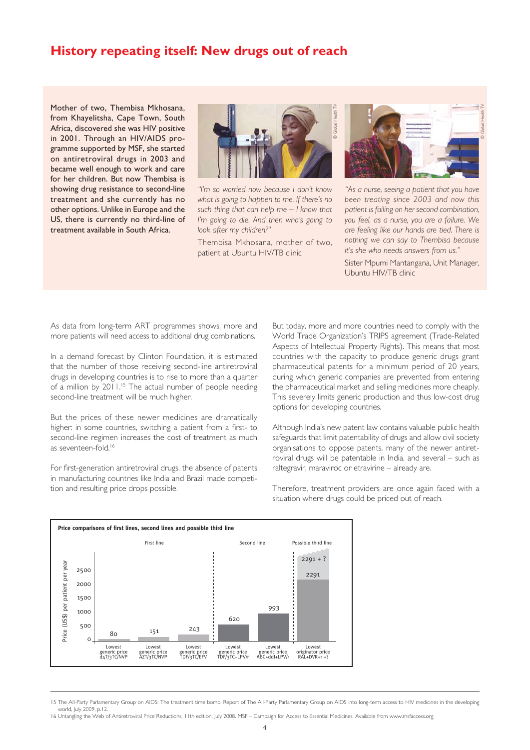# History repeating itself: New drugs out of reach

Mother of two, Thembisa Mkhosana, from Khayelitsha, Cape Town, South Africa, discovered she was HIV positive in 2001. Through an HIV/AIDS programme supported by MSF, she started on antiretroviral drugs in 2003 and became well enough to work and care for her children. But now Thembisa is showing drug resistance to second-line treatment and she currently has no other options. Unlike in Europe and the US, there is currently no third-line of treatment available in South Africa.

*"I'm so worried now because I don't know what is going to happen to me. If there's no such thing that can help me – I know that I'm going to die. And then who's going to look after my children?"*

Thembisa Mkhosana, mother of two, patient at Ubuntu HIV/TB clinic

*"As a nurse, seeing a patient that you have been treating since 2003 and now this patient is failing on her second combination, you feel, as a nurse, you are a failure. We are feeling like our hands are tied. There is nothing we can say to Thembisa because it's she who needs answers from us."*

Sister Mpumi Mantangana, Unit Manager, Ubuntu HIV/TB clinic

As data from long-term ART programmes shows, more and more patients will need access to additional drug combinations.

In a demand forecast by Clinton Foundation, it is estimated that the number of those receiving second-line antiretroviral drugs in developing countries is to rise to more than a quarter of a million by 2011.[15] The actual number of people needing second-line treatment will be much higher.

But the prices of these newer medicines are dramatically higher: in some countries, switching a patient from a first- to second-line regimen increases the cost of treatment as much as seventeen-fold.[16]

For first-generation antiretroviral drugs, the absence of patents in manufacturing countries like India and Brazil made competition and resulting price drops possible.

But today, more and more countries need to comply with the World Trade Organization's TRIPS agreement (Trade-Related Aspects of Intellectual Property Rights). This means that most countries with the capacity to produce generic drugs grant pharmaceutical patents for a minimum period of 20 years, during which generic companies are prevented from entering the pharmaceutical market and selling medicines more cheaply. This severely limits generic production and thus low-cost drug options for developing countries.

Although India's new patent law contains valuable public health safeguards that limit patentability of drugs and allow civil society organisations to oppose patents, many of the newer antiretroviral drugs will be patentable in India, and several – such as raltegravir, maraviroc or etravirine – already are.

Therefore, treatment providers are once again faced with a situation where drugs could be priced out of reach.

**Price comparisons of first lines, second lines and possible third line**

Price (US$) per patient per year

| | Regimen | Price (US$) per patient per year |
|---|---|---|
| First line | Lowest generic price d4T/3TC/NVP | 80 |
| First line | Lowest generic price AZT/3TC/NVP | 151 |
| First line | Lowest generic price TDF/3TC/EFV | 243 |
| Second line | Lowest generic price TDF/3TC+LPV/r | 620 |
| Second line | Lowest generic price ABC+ddI+LPV/r | 993 |
| Possible third line | Lowest originator price RAL+DVR+r +? | 2291 (2291 + ?) |

15 The All-Party Parliamentary Group on AIDS: The treatment time bomb, Report of The All-Party Parliamentary Group on AIDS into long-term access to HIV medicines in the developing world, July 2009, p.12.

16 Untangling the Web of Antiretroviral Price Reductions, 11th edition, July 2008. MSF – Campaign for Access to Essential Medicines. Available from www.msfaccess.org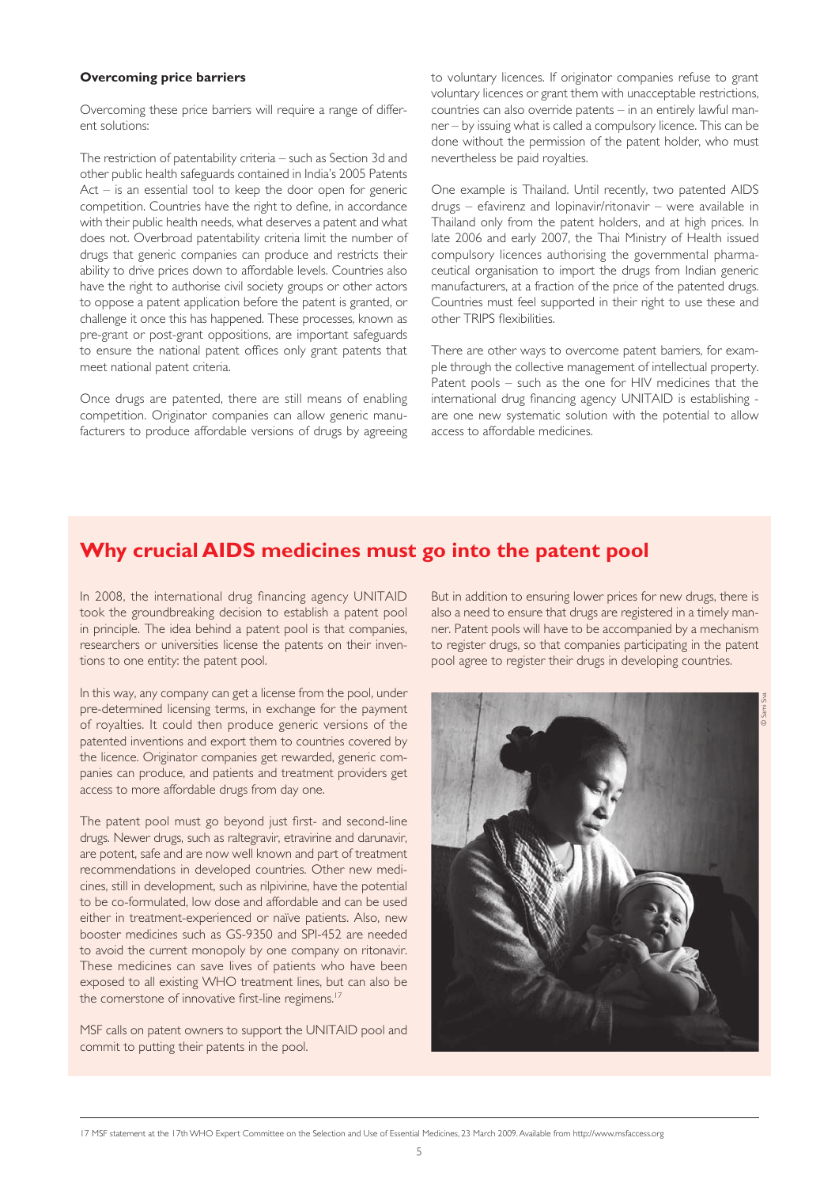### Overcoming price barriers

Overcoming these price barriers will require a range of different solutions:

The restriction of patentability criteria – such as Section 3d and other public health safeguards contained in India's 2005 Patents Act – is an essential tool to keep the door open for generic competition. Countries have the right to define, in accordance with their public health needs, what deserves a patent and what does not. Overbroad patentability criteria limit the number of drugs that generic companies can produce and restricts their ability to drive prices down to affordable levels. Countries also have the right to authorise civil society groups or other actors to oppose a patent application before the patent is granted, or challenge it once this has happened. These processes, known as pre-grant or post-grant oppositions, are important safeguards to ensure the national patent offices only grant patents that meet national patent criteria.

Once drugs are patented, there are still means of enabling competition. Originator companies can allow generic manufacturers to produce affordable versions of drugs by agreeing to voluntary licences. If originator companies refuse to grant voluntary licences or grant them with unacceptable restrictions, countries can also override patents – in an entirely lawful manner – by issuing what is called a compulsory licence. This can be done without the permission of the patent holder, who must nevertheless be paid royalties.

One example is Thailand. Until recently, two patented AIDS drugs – efavirenz and lopinavir/ritonavir – were available in Thailand only from the patent holders, and at high prices. In late 2006 and early 2007, the Thai Ministry of Health issued compulsory licences authorising the governmental pharmaceutical organisation to import the drugs from Indian generic manufacturers, at a fraction of the price of the patented drugs. Countries must feel supported in their right to use these and other TRIPS flexibilities.

There are other ways to overcome patent barriers, for example through the collective management of intellectual property. Patent pools – such as the one for HIV medicines that the international drug financing agency UNITAID is establishing - are one new systematic solution with the potential to allow access to affordable medicines.

## Why crucial AIDS medicines must go into the patent pool

In 2008, the international drug financing agency UNITAID took the groundbreaking decision to establish a patent pool in principle. The idea behind a patent pool is that companies, researchers or universities license the patents on their inventions to one entity: the patent pool.

In this way, any company can get a license from the pool, under pre-determined licensing terms, in exchange for the payment of royalties. It could then produce generic versions of the patented inventions and export them to countries covered by the licence. Originator companies get rewarded, generic companies can produce, and patients and treatment providers get access to more affordable drugs from day one.

The patent pool must go beyond just first- and second-line drugs. Newer drugs, such as raltegravir, etravirine and darunavir, are potent, safe and are now well known and part of treatment recommendations in developed countries. Other new medicines, still in development, such as rilpivirine, have the potential to be co-formulated, low dose and affordable and can be used either in treatment-experienced or naïve patients. Also, new booster medicines such as GS-9350 and SPI-452 are needed to avoid the current monopoly by one company on ritonavir. These medicines can save lives of patients who have been exposed to all existing WHO treatment lines, but can also be the cornerstone of innovative first-line regimens.[17]

MSF calls on patent owners to support the UNITAID pool and commit to putting their patents in the pool.

But in addition to ensuring lower prices for new drugs, there is also a need to ensure that drugs are registered in a timely manner. Patent pools will have to be accompanied by a mechanism to register drugs, so that companies participating in the patent pool agree to register their drugs in developing countries.

© Sami Siva

17 MSF statement at the 17th WHO Expert Committee on the Selection and Use of Essential Medicines, 23 March 2009. Available from http://www.msfaccess.org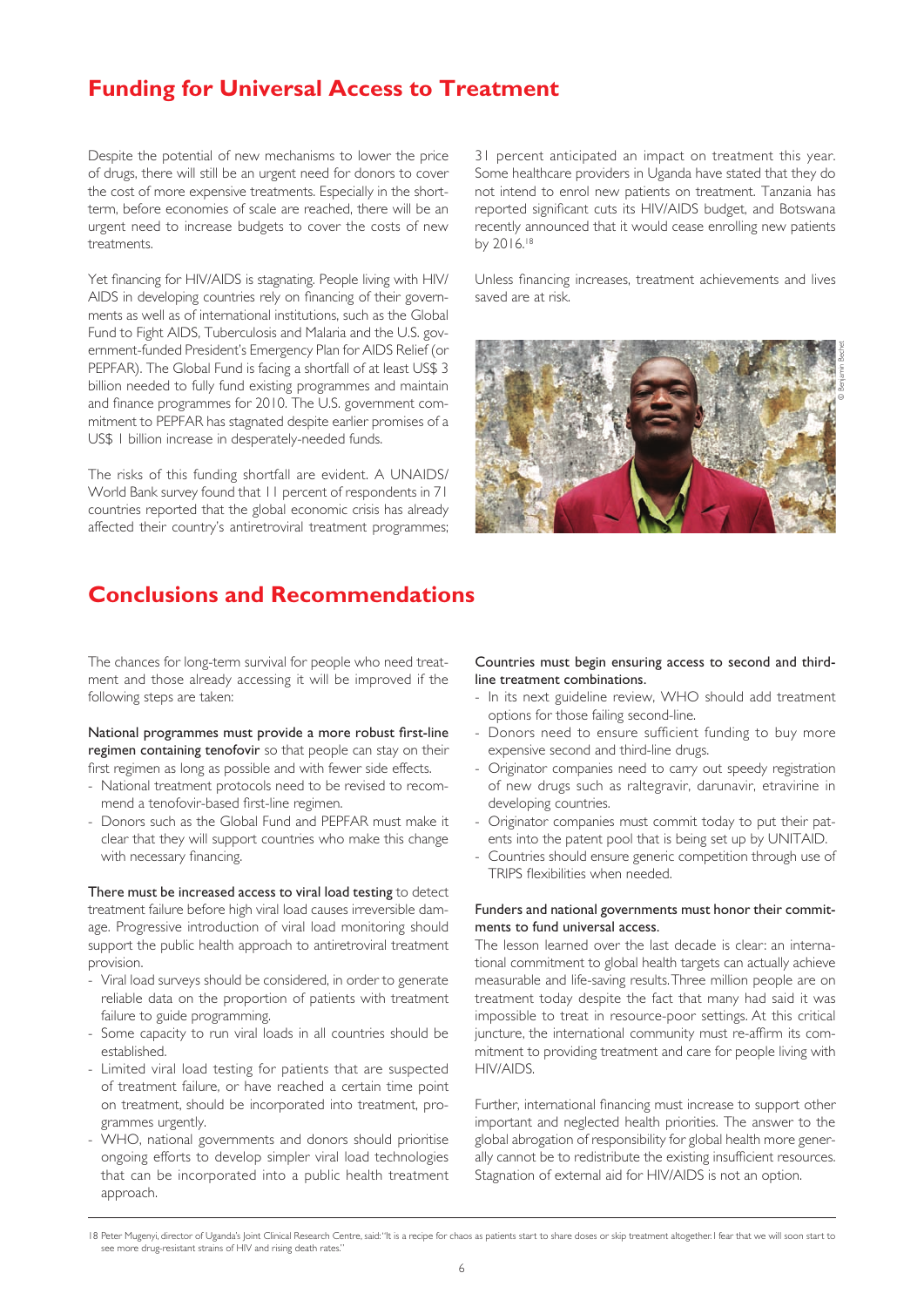## Funding for Universal Access to Treatment

Despite the potential of new mechanisms to lower the price of drugs, there will still be an urgent need for donors to cover the cost of more expensive treatments. Especially in the short-term, before economies of scale are reached, there will be an urgent need to increase budgets to cover the costs of new treatments.

Yet financing for HIV/AIDS is stagnating. People living with HIV/AIDS in developing countries rely on financing of their governments as well as of international institutions, such as the Global Fund to Fight AIDS, Tuberculosis and Malaria and the U.S. government-funded President's Emergency Plan for AIDS Relief (or PEPFAR). The Global Fund is facing a shortfall of at least US$ 3 billion needed to fully fund existing programmes and maintain and finance programmes for 2010. The U.S. government commitment to PEPFAR has stagnated despite earlier promises of a US$ 1 billion increase in desperately-needed funds.

The risks of this funding shortfall are evident. A UNAIDS/World Bank survey found that 11 percent of respondents in 71 countries reported that the global economic crisis has already affected their country's antiretroviral treatment programmes; 31 percent anticipated an impact on treatment this year. Some healthcare providers in Uganda have stated that they do not intend to enrol new patients on treatment. Tanzania has reported significant cuts its HIV/AIDS budget, and Botswana recently announced that it would cease enrolling new patients by 2016.[18]

Unless financing increases, treatment achievements and lives saved are at risk.

© Benjamin Bechet

## Conclusions and Recommendations

The chances for long-term survival for people who need treatment and those already accessing it will be improved if the following steps are taken:

**National programmes must provide a more robust first-line regimen containing tenofovir** so that people can stay on their first regimen as long as possible and with fewer side effects.

- National treatment protocols need to be revised to recommend a tenofovir-based first-line regimen.
- Donors such as the Global Fund and PEPFAR must make it clear that they will support countries who make this change with necessary financing.

**There must be increased access to viral load testing** to detect treatment failure before high viral load causes irreversible damage. Progressive introduction of viral load monitoring should support the public health approach to antiretroviral treatment provision.

- Viral load surveys should be considered, in order to generate reliable data on the proportion of patients with treatment failure to guide programming.
- Some capacity to run viral loads in all countries should be established.
- Limited viral load testing for patients that are suspected of treatment failure, or have reached a certain time point on treatment, should be incorporated into treatment, programmes urgently.
- WHO, national governments and donors should prioritise ongoing efforts to develop simpler viral load technologies that can be incorporated into a public health treatment approach.

**Countries must begin ensuring access to second and third-line treatment combinations.**

- In its next guideline review, WHO should add treatment options for those failing second-line.
- Donors need to ensure sufficient funding to buy more expensive second and third-line drugs.
- Originator companies need to carry out speedy registration of new drugs such as raltegravir, darunavir, etravirine in developing countries.
- Originator companies must commit today to put their patents into the patent pool that is being set up by UNITAID.
- Countries should ensure generic competition through use of TRIPS flexibilities when needed.

**Funders and national governments must honor their commitments to fund universal access.**

The lesson learned over the last decade is clear: an international commitment to global health targets can actually achieve measurable and life-saving results. Three million people are on treatment today despite the fact that many had said it was impossible to treat in resource-poor settings. At this critical juncture, the international community must re-affirm its commitment to providing treatment and care for people living with HIV/AIDS.

Further, international financing must increase to support other important and neglected health priorities. The answer to the global abrogation of responsibility for global health more generally cannot be to redistribute the existing insufficient resources. Stagnation of external aid for HIV/AIDS is not an option.

---

18 Peter Mugenyi, director of Uganda's Joint Clinical Research Centre, said: "It is a recipe for chaos as patients start to share doses or skip treatment altogether. I fear that we will soon start to see more drug-resistant strains of HIV and rising death rates."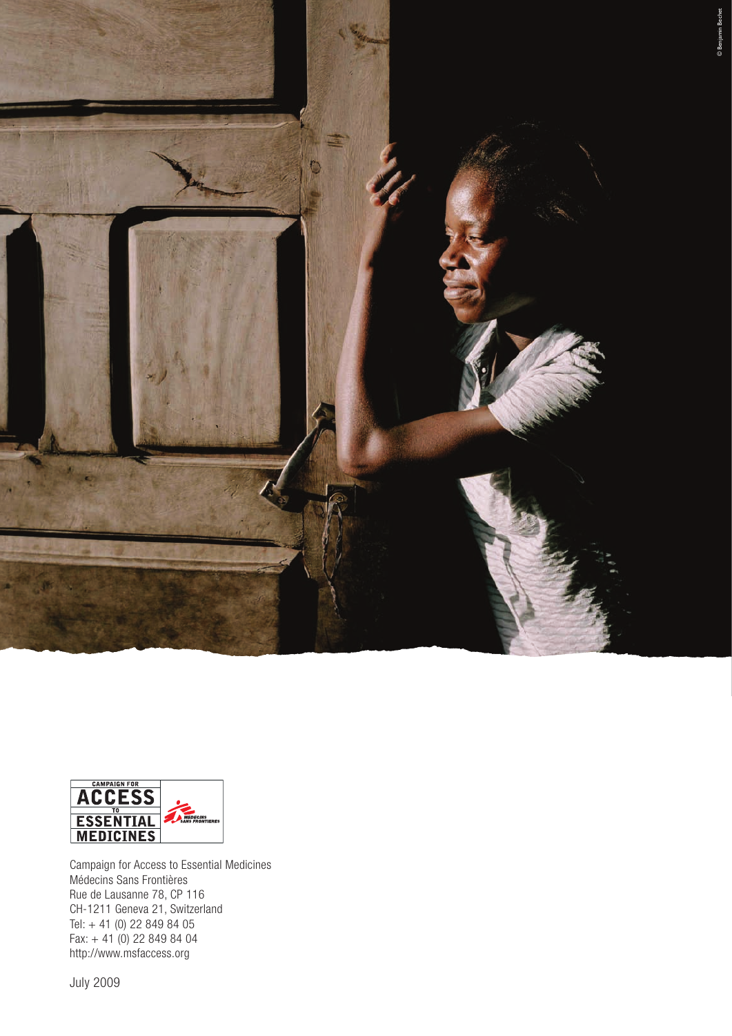© Benjamin Bechet

CAMPAIGN FOR ACCESS TO ESSENTIAL MEDICINES

MEDECINS SANS FRONTIERES

Campaign for Access to Essential Medicines
Médecins Sans Frontières
Rue de Lausanne 78, CP 116
CH-1211 Geneva 21, Switzerland
Tel: + 41 (0) 22 849 84 05
Fax: + 41 (0) 22 849 84 04
http://www.msfaccess.org

July 2009